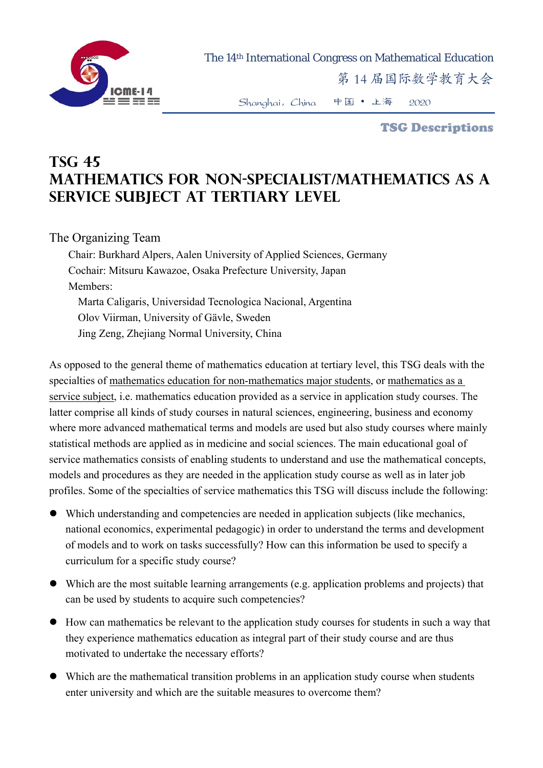# TSG 45
# MATHEMATICS FOR NON-SPECIALIST/MATHEMATICS AS A SERVICE SUBJECT AT TERTIARY LEVEL

The Organizing Team

Chair: Burkhard Alpers, Aalen University of Applied Sciences, Germany

Cochair: Mitsuru Kawazoe, Osaka Prefecture University, Japan

Members:

Marta Caligaris, Universidad Tecnologica Nacional, Argentina

Olov Viirman, University of Gävle, Sweden

Jing Zeng, Zhejiang Normal University, China

As opposed to the general theme of mathematics education at tertiary level, this TSG deals with the specialties of mathematics education for non-mathematics major students, or mathematics as a service subject, i.e. mathematics education provided as a service in application study courses. The latter comprise all kinds of study courses in natural sciences, engineering, business and economy where more advanced mathematical terms and models are used but also study courses where mainly statistical methods are applied as in medicine and social sciences. The main educational goal of service mathematics consists of enabling students to understand and use the mathematical concepts, models and procedures as they are needed in the application study course as well as in later job profiles. Some of the specialties of service mathematics this TSG will discuss include the following:

- Which understanding and competencies are needed in application subjects (like mechanics, national economics, experimental pedagogic) in order to understand the terms and development of models and to work on tasks successfully? How can this information be used to specify a curriculum for a specific study course?
- Which are the most suitable learning arrangements (e.g. application problems and projects) that can be used by students to acquire such competencies?
- How can mathematics be relevant to the application study courses for students in such a way that they experience mathematics education as integral part of their study course and are thus motivated to undertake the necessary efforts?
- Which are the mathematical transition problems in an application study course when students enter university and which are the suitable measures to overcome them?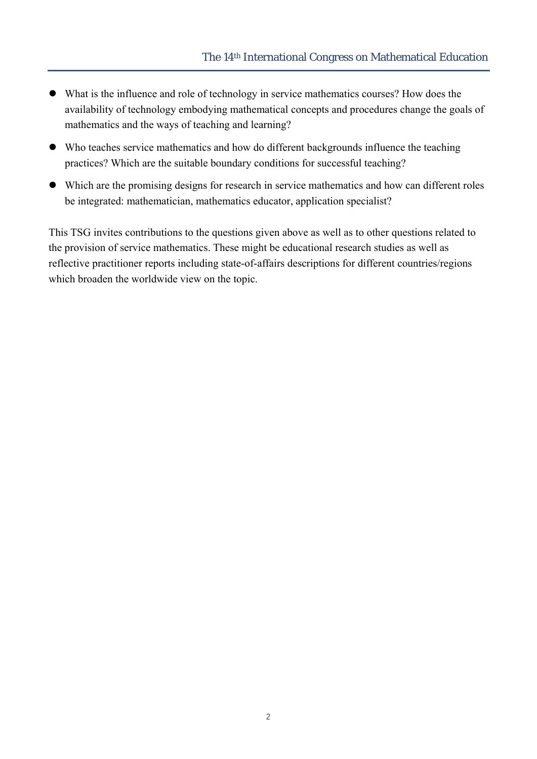- What is the influence and role of technology in service mathematics courses? How does the availability of technology embodying mathematical concepts and procedures change the goals of mathematics and the ways of teaching and learning?
- Who teaches service mathematics and how do different backgrounds influence the teaching practices? Which are the suitable boundary conditions for successful teaching?
- Which are the promising designs for research in service mathematics and how can different roles be integrated: mathematician, mathematics educator, application specialist?

This TSG invites contributions to the questions given above as well as to other questions related to the provision of service mathematics. These might be educational research studies as well as reflective practitioner reports including state-of-affairs descriptions for different countries/regions which broaden the worldwide view on the topic.